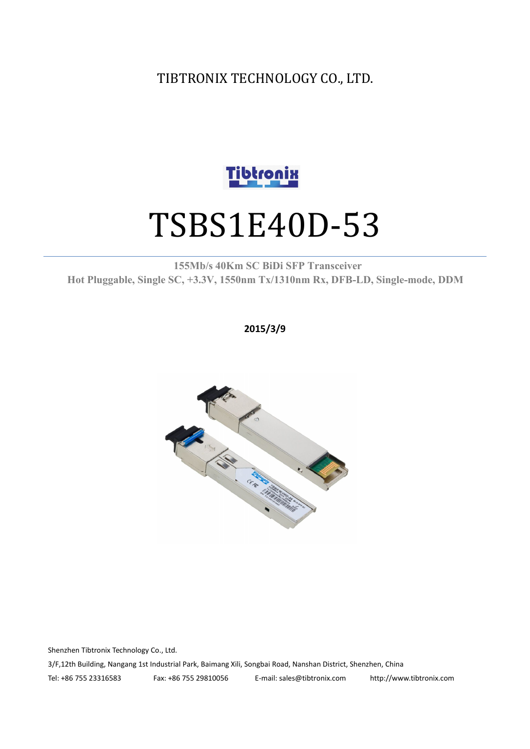TIBTRONIX TECHNOLOGY CO., LTD.

# TSBS1E40D-53

**155Mb/s 40Km SC BiDi SFP Transceiver**

**Hot Pluggable, Single SC, +3.3V, 1550nm Tx/1310nm Rx, DFB-LD, Single-mode, DDM**

**2015/3/9**

Shenzhen Tibtronix Technology Co., Ltd.

3/F,12th Building, Nangang 1st Industrial Park, Baimang Xili, Songbai Road, Nanshan District, Shenzhen, China

Tel: +86 755 23316583 Fax: +86 755 29810056 E-mail: sales@tibtronix.com http://www.tibtronix.com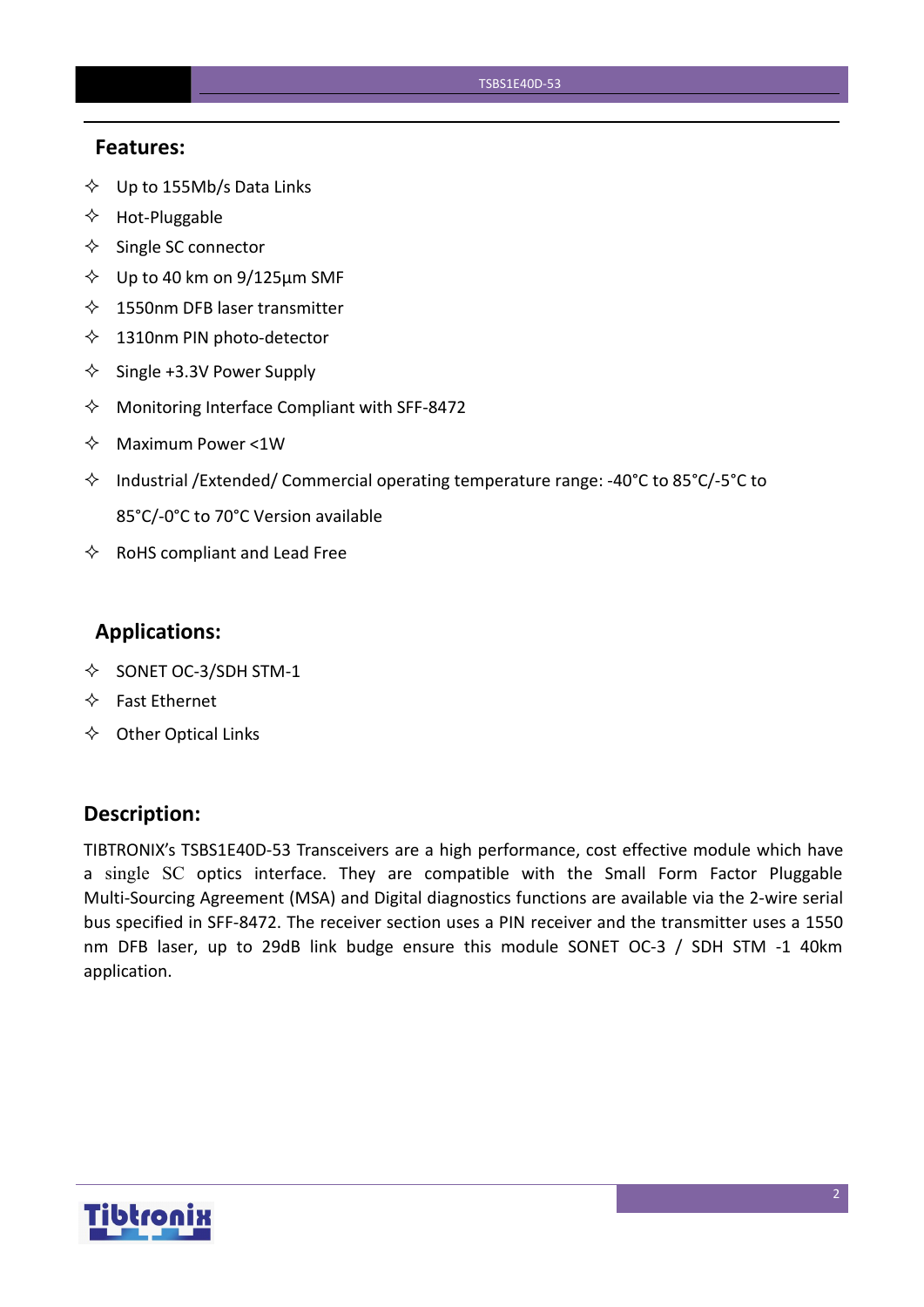## Features:

- Up to 155Mb/s Data Links
- Hot-Pluggable
- Single SC connector
- Up to 40 km on 9/125µm SMF
- 1550nm DFB laser transmitter
- 1310nm PIN photo-detector
- Single +3.3V Power Supply
- Monitoring Interface Compliant with SFF-8472
- Maximum Power <1W
- Industrial /Extended/ Commercial operating temperature range: -40°C to 85°C/-5°C to 85°C/-0°C to 70°C Version available
- RoHS compliant and Lead Free

## Applications:

- SONET OC-3/SDH STM-1
- Fast Ethernet
- Other Optical Links

## Description:

TIBTRONIX's TSBS1E40D-53 Transceivers are a high performance, cost effective module which have a single SC optics interface. They are compatible with the Small Form Factor Pluggable Multi-Sourcing Agreement (MSA) and Digital diagnostics functions are available via the 2-wire serial bus specified in SFF-8472. The receiver section uses a PIN receiver and the transmitter uses a 1550 nm DFB laser, up to 29dB link budge ensure this module SONET OC-3 / SDH STM -1 40km application.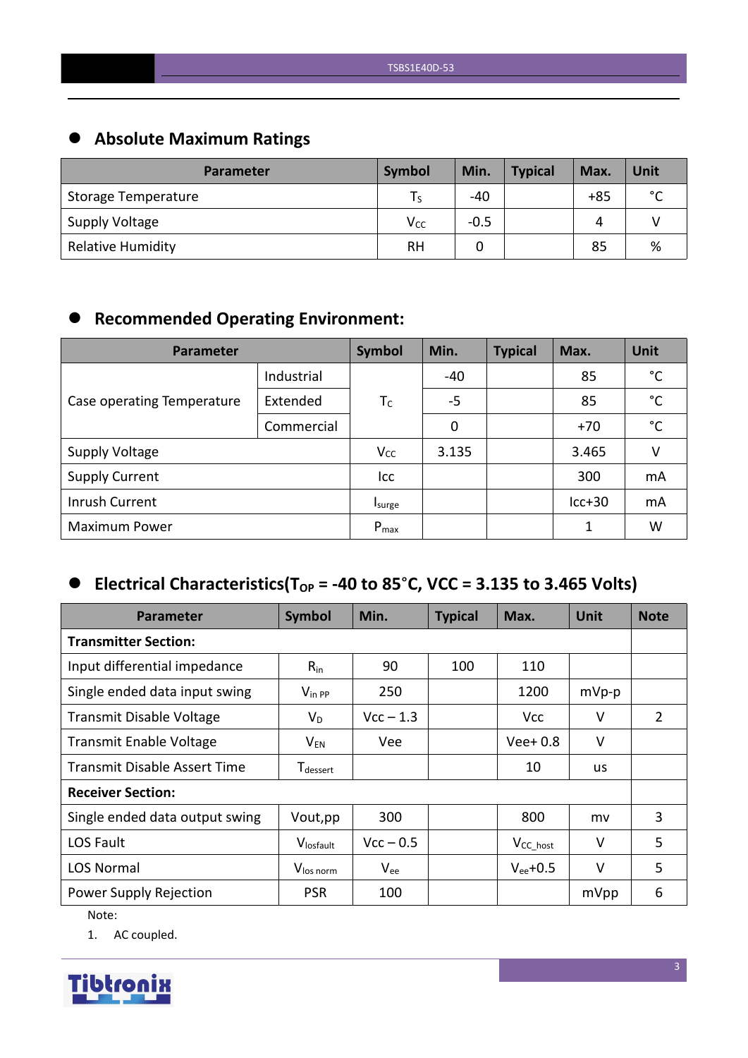## Absolute Maximum Ratings

| Parameter | Symbol | Min. | Typical | Max. | Unit |
|---|---|---|---|---|---|
| Storage Temperature | $T_S$ | -40 | | +85 | °C |
| Supply Voltage | $V_{CC}$ | -0.5 | | 4 | V |
| Relative Humidity | RH | 0 | | 85 | % |

## Recommended Operating Environment:

| Parameter | | Symbol | Min. | Typical | Max. | Unit |
|---|---|---|---|---|---|---|
| Case operating Temperature | Industrial | $T_C$ | -40 | | 85 | °C |
| | Extended | | -5 | | 85 | °C |
| | Commercial | | 0 | | +70 | °C |
| Supply Voltage | | $V_{CC}$ | 3.135 | | 3.465 | V |
| Supply Current | | Icc | | | 300 | mA |
| Inrush Current | | $I_{surge}$ | | | Icc+30 | mA |
| Maximum Power | | $P_{max}$ | | | 1 | W |

## Electrical Characteristics($T_{OP}$ = -40 to 85°C, VCC = 3.135 to 3.465 Volts)

| Parameter | Symbol | Min. | Typical | Max. | Unit | Note |
|---|---|---|---|---|---|---|
| **Transmitter Section:** | | | | | | |
| Input differential impedance | $R_{in}$ | 90 | 100 | 110 | | |
| Single ended data input swing | $V_{in\ PP}$ | 250 | | 1200 | mVp-p | |
| Transmit Disable Voltage | $V_D$ | Vcc – 1.3 | | Vcc | V | 2 |
| Transmit Enable Voltage | $V_{EN}$ | Vee | | Vee+ 0.8 | V | |
| Transmit Disable Assert Time | $T_{dessert}$ | | | 10 | us | |
| **Receiver Section:** | | | | | | |
| Single ended data output swing | Vout,pp | 300 | | 800 | mv | 3 |
| LOS Fault | $V_{losfault}$ | Vcc – 0.5 | | $V_{CC\_host}$ | V | 5 |
| LOS Normal | $V_{los\ norm}$ | $V_{ee}$ | | $V_{ee}$+0.5 | V | 5 |
| Power Supply Rejection | PSR | 100 | | | mVpp | 6 |

Note:

1. AC coupled.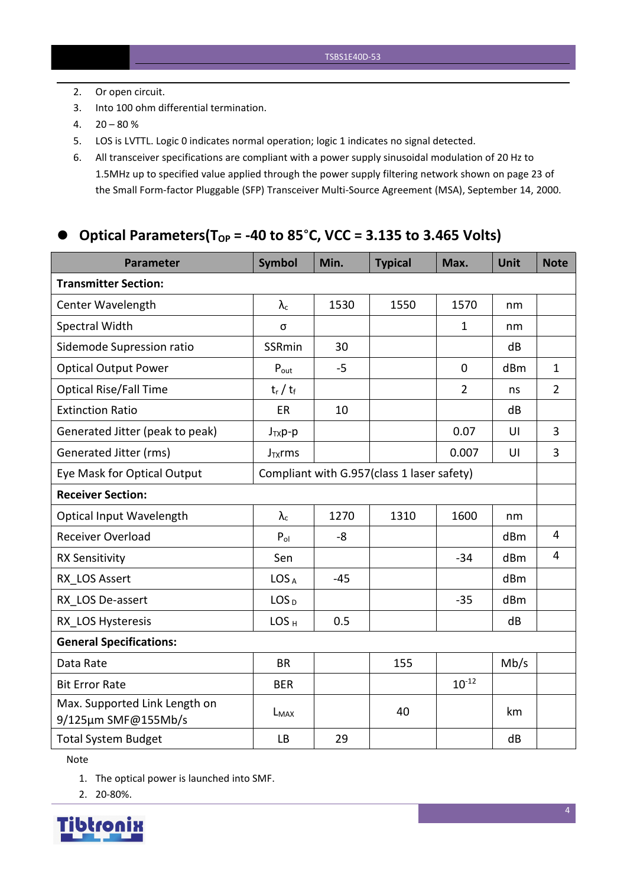2. Or open circuit.
3. Into 100 ohm differential termination.
4. 20 – 80 %
5. LOS is LVTTL. Logic 0 indicates normal operation; logic 1 indicates no signal detected.
6. All transceiver specifications are compliant with a power supply sinusoidal modulation of 20 Hz to 1.5MHz up to specified value applied through the power supply filtering network shown on page 23 of the Small Form-factor Pluggable (SFP) Transceiver Multi-Source Agreement (MSA), September 14, 2000.

## Optical Parameters($T_{OP}$ = -40 to 85°C, VCC = 3.135 to 3.465 Volts)

| Parameter | Symbol | Min. | Typical | Max. | Unit | Note |
|---|---|---|---|---|---|---|
| **Transmitter Section:** | | | | | | |
| Center Wavelength | $\lambda_c$ | 1530 | 1550 | 1570 | nm | |
| Spectral Width | σ | | | 1 | nm | |
| Sidemode Supression ratio | SSRmin | 30 | | | dB | |
| Optical Output Power | $P_{out}$ | -5 | | 0 | dBm | 1 |
| Optical Rise/Fall Time | $t_r$ / $t_f$ | | | 2 | ns | 2 |
| Extinction Ratio | ER | 10 | | | dB | |
| Generated Jitter (peak to peak) | $J_{TX}$p-p | | | 0.07 | UI | 3 |
| Generated Jitter (rms) | $J_{TX}$rms | | | 0.007 | UI | 3 |
| Eye Mask for Optical Output | Compliant with G.957(class 1 laser safety) | | | | | |
| **Receiver Section:** | | | | | | |
| Optical Input Wavelength | $\lambda_c$ | 1270 | 1310 | 1600 | nm | |
| Receiver Overload | $P_{ol}$ | -8 | | | dBm | 4 |
| RX Sensitivity | Sen | | | -34 | dBm | 4 |
| RX_LOS Assert | $LOS_A$ | -45 | | | dBm | |
| RX_LOS De-assert | $LOS_D$ | | | -35 | dBm | |
| RX_LOS Hysteresis | $LOS_H$ | 0.5 | | | dB | |
| **General Specifications:** | | | | | | |
| Data Rate | BR | | 155 | | Mb/s | |
| Bit Error Rate | BER | | | $10^{-12}$ | | |
| Max. Supported Link Length on 9/125µm SMF@155Mb/s | $L_{MAX}$ | | 40 | | km | |
| Total System Budget | LB | 29 | | | dB | |

Note

1. The optical power is launched into SMF.
2. 20-80%.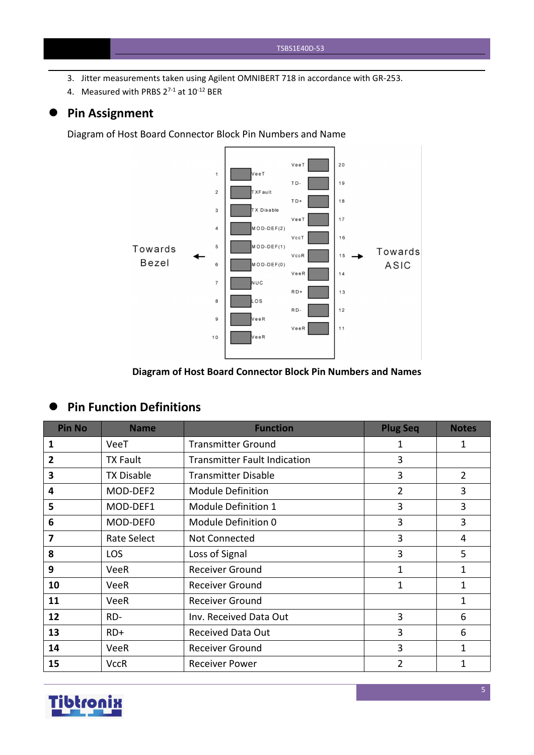3. Jitter measurements taken using Agilent OMNIBERT 718 in accordance with GR-253.
4. Measured with PRBS $2^{7-1}$ at $10^{-12}$ BER

## Pin Assignment

Diagram of Host Board Connector Block Pin Numbers and Name

Towards Bezel ← 

| Pin | Name | Name | Pin |
|---|---|---|---|
| 1 | VeeT | VeeT | 20 |
| 2 | TXFault | TD- | 19 |
| 3 | TX Disable | TD+ | 18 |
| 4 | MOD-DEF(2) | VeeT | 17 |
| 5 | MOD-DEF(1) | VccT | 16 |
| 6 | MOD-DEF(0) | VccR | 15 |
| 7 | NUC | VeeR | 14 |
| 8 | LOS | RD+ | 13 |
| 9 | VeeR | RD- | 12 |
| 10 | VeeR | VeeR | 11 |

→ Towards ASIC

**Diagram of Host Board Connector Block Pin Numbers and Names**

## Pin Function Definitions

| Pin No | Name | Function | Plug Seq | Notes |
|---|---|---|---|---|
| **1** | VeeT | Transmitter Ground | 1 | 1 |
| **2** | TX Fault | Transmitter Fault Indication | 3 | |
| **3** | TX Disable | Transmitter Disable | 3 | 2 |
| **4** | MOD-DEF2 | Module Definition | 2 | 3 |
| **5** | MOD-DEF1 | Module Definition 1 | 3 | 3 |
| **6** | MOD-DEF0 | Module Definition 0 | 3 | 3 |
| **7** | Rate Select | Not Connected | 3 | 4 |
| **8** | LOS | Loss of Signal | 3 | 5 |
| **9** | VeeR | Receiver Ground | 1 | 1 |
| **10** | VeeR | Receiver Ground | 1 | 1 |
| **11** | VeeR | Receiver Ground | | 1 |
| **12** | RD- | Inv. Received Data Out | 3 | 6 |
| **13** | RD+ | Received Data Out | 3 | 6 |
| **14** | VeeR | Receiver Ground | 3 | 1 |
| **15** | VccR | Receiver Power | 2 | 1 |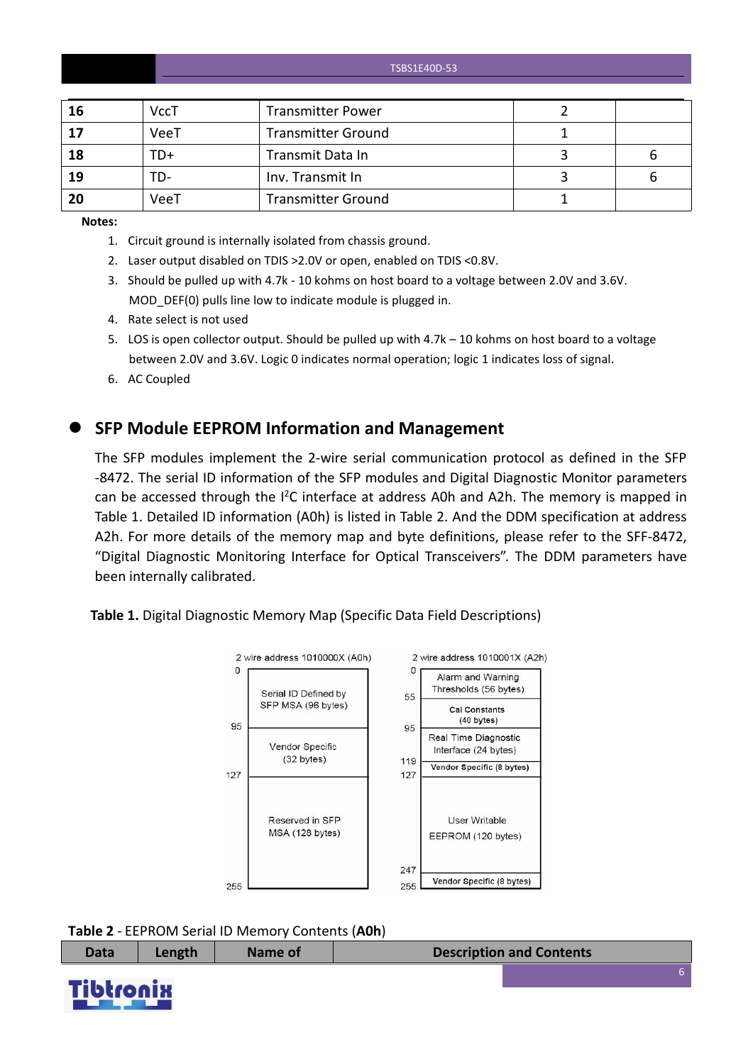| 16 | VccT | Transmitter Power | 2 | |
|---|---|---|---|---|
| 17 | VeeT | Transmitter Ground | 1 | |
| 18 | TD+ | Transmit Data In | 3 | 6 |
| 19 | TD- | Inv. Transmit In | 3 | 6 |
| 20 | VeeT | Transmitter Ground | 1 | |

**Notes:**

1. Circuit ground is internally isolated from chassis ground.
2. Laser output disabled on TDIS >2.0V or open, enabled on TDIS <0.8V.
3. Should be pulled up with 4.7k - 10 kohms on host board to a voltage between 2.0V and 3.6V. MOD_DEF(0) pulls line low to indicate module is plugged in.
4. Rate select is not used
5. LOS is open collector output. Should be pulled up with 4.7k – 10 kohms on host board to a voltage between 2.0V and 3.6V. Logic 0 indicates normal operation; logic 1 indicates loss of signal.
6. AC Coupled

## SFP Module EEPROM Information and Management

The SFP modules implement the 2-wire serial communication protocol as defined in the SFP -8472. The serial ID information of the SFP modules and Digital Diagnostic Monitor parameters can be accessed through the I$^2$C interface at address A0h and A2h. The memory is mapped in Table 1. Detailed ID information (A0h) is listed in Table 2. And the DDM specification at address A2h. For more details of the memory map and byte definitions, please refer to the SFF-8472, "Digital Diagnostic Monitoring Interface for Optical Transceivers". The DDM parameters have been internally calibrated.

**Table 1.** Digital Diagnostic Memory Map (Specific Data Field Descriptions)

| 2 wire address 1010000X (A0h) | Bytes | 2 wire address 1010001X (A2h) | Bytes |
|---|---|---|---|
| Serial ID Defined by SFP MSA (96 bytes) | 0–95 | Alarm and Warning Thresholds (56 bytes) | 0–55 |
| | | Cal Constants (40 bytes) | 55–95 |
| Vendor Specific (32 bytes) | 95–127 | Real Time Diagnostic Interface (24 bytes) | 95–119 |
| | | Vendor Specific (8 bytes) | 119–127 |
| Reserved in SFP MSA (128 bytes) | 127–255 | User Writable EEPROM (120 bytes) | 127–247 |
| | | Vendor Specific (8 bytes) | 247–255 |

**Table 2** - EEPROM Serial ID Memory Contents (**A0h**)

| Data | Length | Name of | Description and Contents |
|---|---|---|---|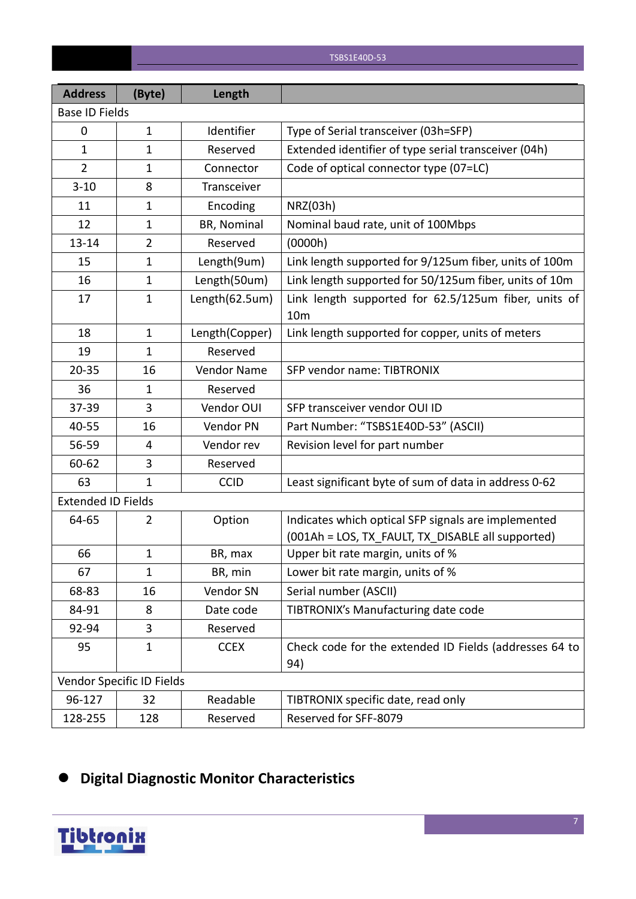| Address | (Byte) | Length | |
|---|---|---|---|
| Base ID Fields | | | |
| 0 | 1 | Identifier | Type of Serial transceiver (03h=SFP) |
| 1 | 1 | Reserved | Extended identifier of type serial transceiver (04h) |
| 2 | 1 | Connector | Code of optical connector type (07=LC) |
| 3-10 | 8 | Transceiver | |
| 11 | 1 | Encoding | NRZ(03h) |
| 12 | 1 | BR, Nominal | Nominal baud rate, unit of 100Mbps |
| 13-14 | 2 | Reserved | (0000h) |
| 15 | 1 | Length(9um) | Link length supported for 9/125um fiber, units of 100m |
| 16 | 1 | Length(50um) | Link length supported for 50/125um fiber, units of 10m |
| 17 | 1 | Length(62.5um) | Link length supported for 62.5/125um fiber, units of 10m |
| 18 | 1 | Length(Copper) | Link length supported for copper, units of meters |
| 19 | 1 | Reserved | |
| 20-35 | 16 | Vendor Name | SFP vendor name: TIBTRONIX |
| 36 | 1 | Reserved | |
| 37-39 | 3 | Vendor OUI | SFP transceiver vendor OUI ID |
| 40-55 | 16 | Vendor PN | Part Number: “TSBS1E40D-53” (ASCII) |
| 56-59 | 4 | Vendor rev | Revision level for part number |
| 60-62 | 3 | Reserved | |
| 63 | 1 | CCID | Least significant byte of sum of data in address 0-62 |
| Extended ID Fields | | | |
| 64-65 | 2 | Option | Indicates which optical SFP signals are implemented (001Ah = LOS, TX_FAULT, TX_DISABLE all supported) |
| 66 | 1 | BR, max | Upper bit rate margin, units of % |
| 67 | 1 | BR, min | Lower bit rate margin, units of % |
| 68-83 | 16 | Vendor SN | Serial number (ASCII) |
| 84-91 | 8 | Date code | TIBTRONIX’s Manufacturing date code |
| 92-94 | 3 | Reserved | |
| 95 | 1 | CCEX | Check code for the extended ID Fields (addresses 64 to 94) |
| Vendor Specific ID Fields | | | |
| 96-127 | 32 | Readable | TIBTRONIX specific date, read only |
| 128-255 | 128 | Reserved | Reserved for SFF-8079 |

- **Digital Diagnostic Monitor Characteristics**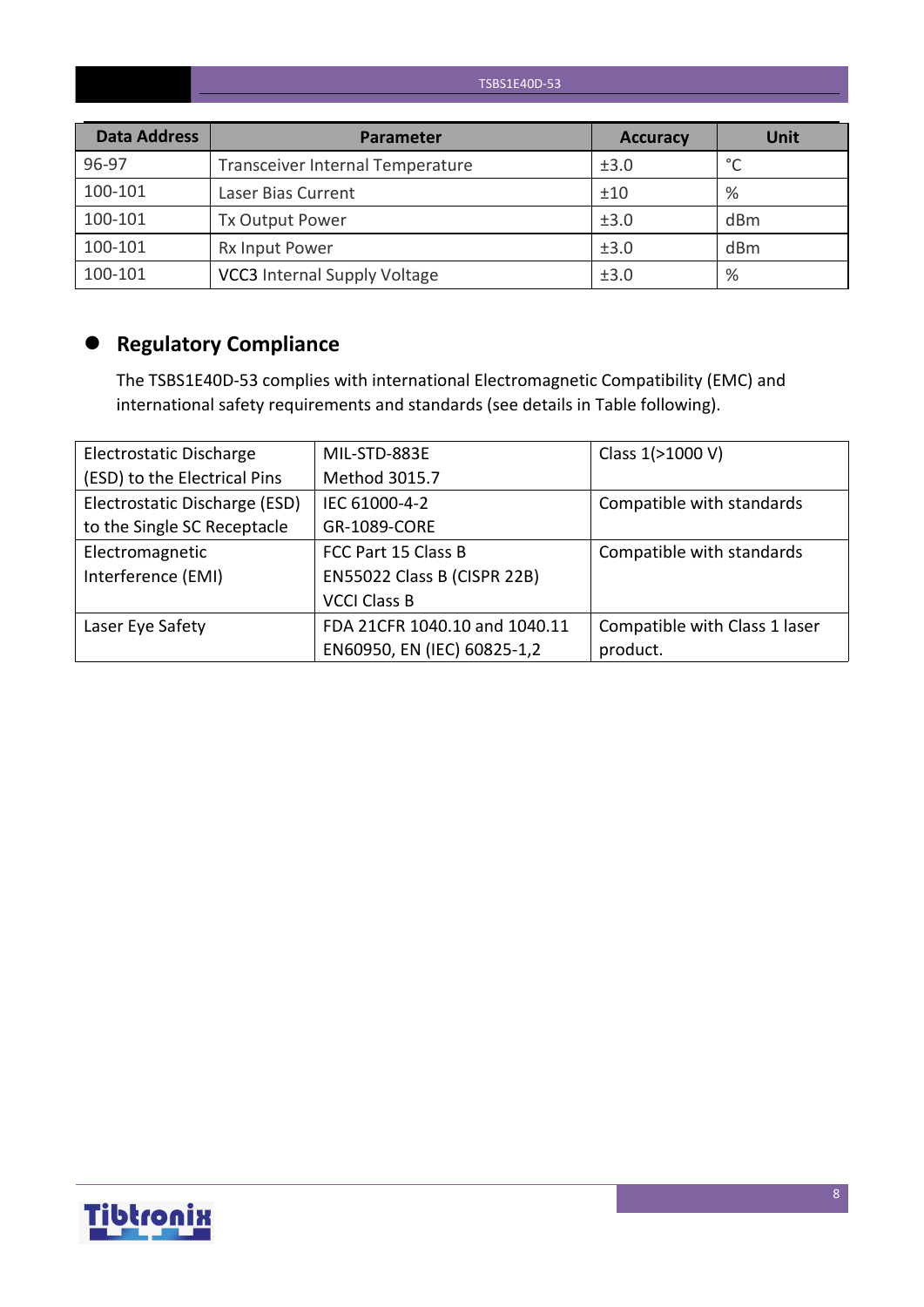| Data Address | Parameter | Accuracy | Unit |
|---|---|---|---|
| 96-97 | Transceiver Internal Temperature | ±3.0 | °C |
| 100-101 | Laser Bias Current | ±10 | % |
| 100-101 | Tx Output Power | ±3.0 | dBm |
| 100-101 | Rx Input Power | ±3.0 | dBm |
| 100-101 | VCC3 Internal Supply Voltage | ±3.0 | % |

## Regulatory Compliance

The TSBS1E40D-53 complies with international Electromagnetic Compatibility (EMC) and international safety requirements and standards (see details in Table following).

| | | |
|---|---|---|
| Electrostatic Discharge (ESD) to the Electrical Pins | MIL-STD-883E Method 3015.7 | Class 1(>1000 V) |
| Electrostatic Discharge (ESD) to the Single SC Receptacle | IEC 61000-4-2 GR-1089-CORE | Compatible with standards |
| Electromagnetic Interference (EMI) | FCC Part 15 Class B EN55022 Class B (CISPR 22B) VCCI Class B | Compatible with standards |
| Laser Eye Safety | FDA 21CFR 1040.10 and 1040.11 EN60950, EN (IEC) 60825-1,2 | Compatible with Class 1 laser product. |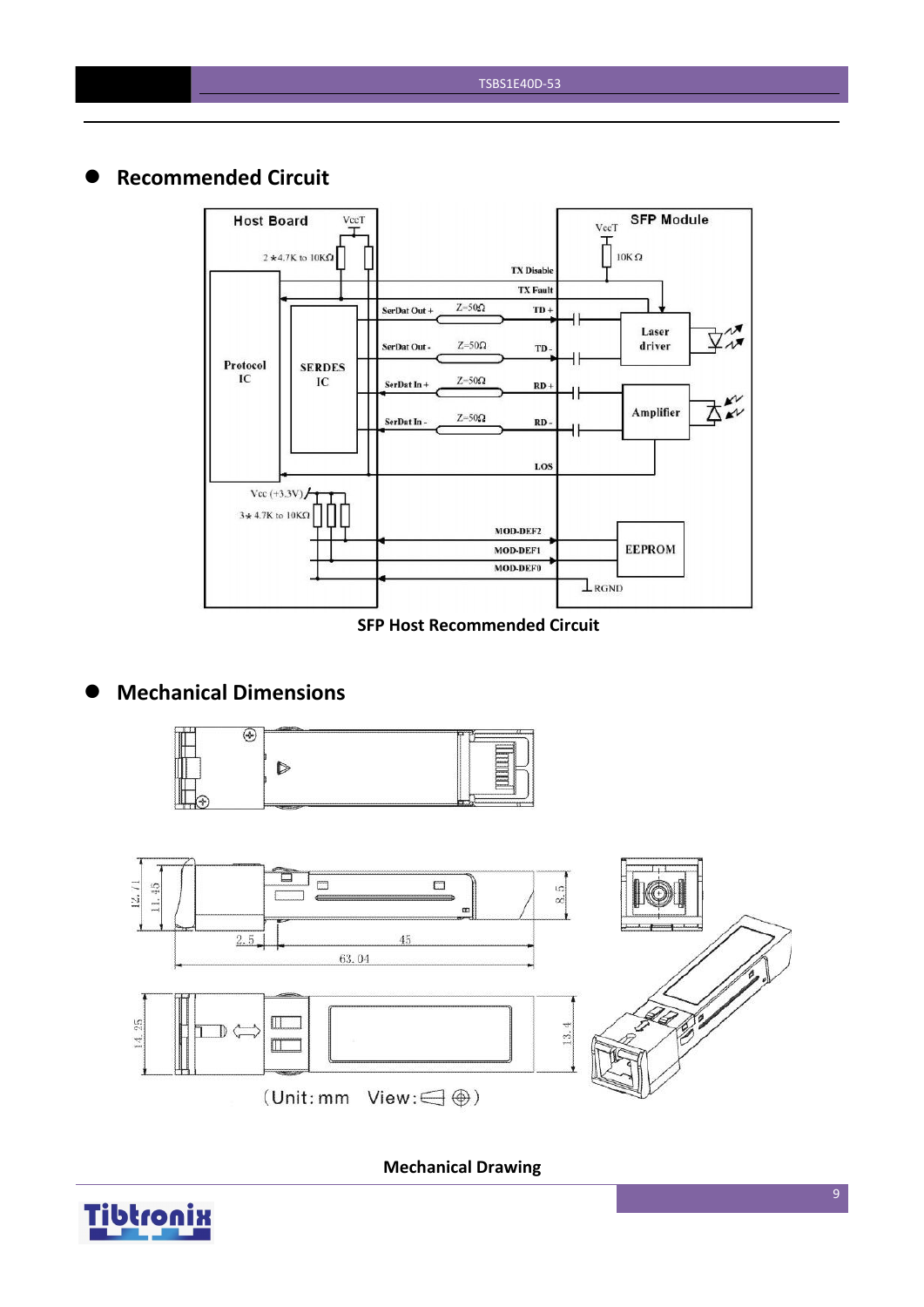## Recommended Circuit

SFP Host Recommended Circuit

## Mechanical Dimensions

Mechanical Drawing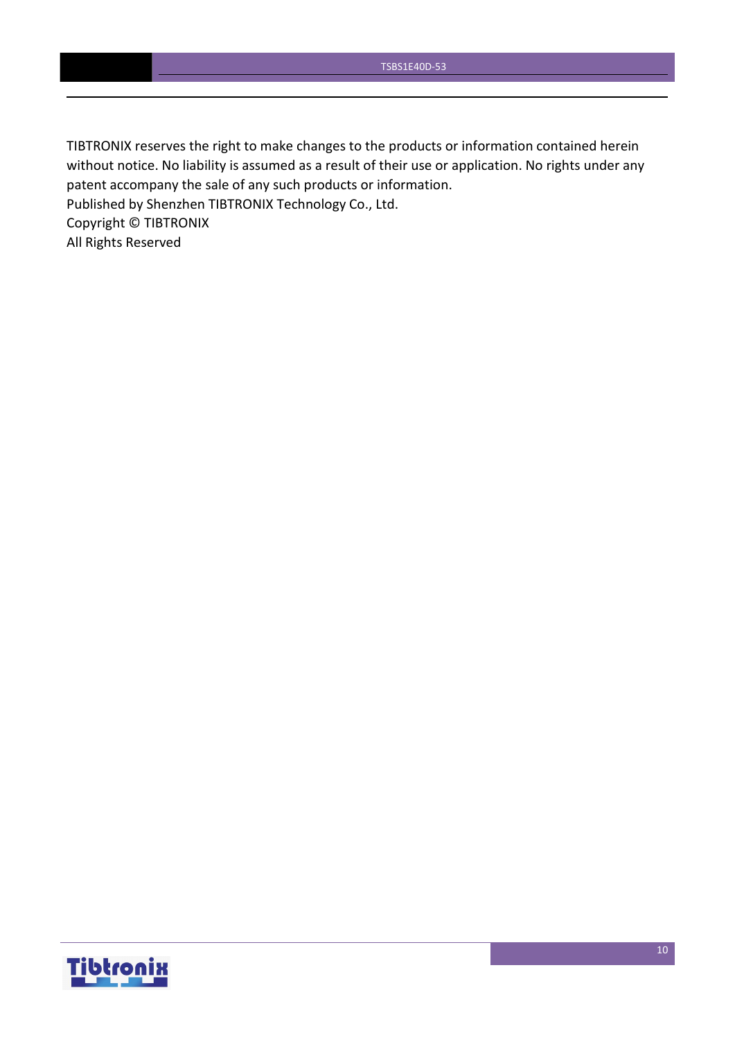TIBTRONIX reserves the right to make changes to the products or information contained herein without notice. No liability is assumed as a result of their use or application. No rights under any patent accompany the sale of any such products or information.
Published by Shenzhen TIBTRONIX Technology Co., Ltd.
Copyright © TIBTRONIX
All Rights Reserved